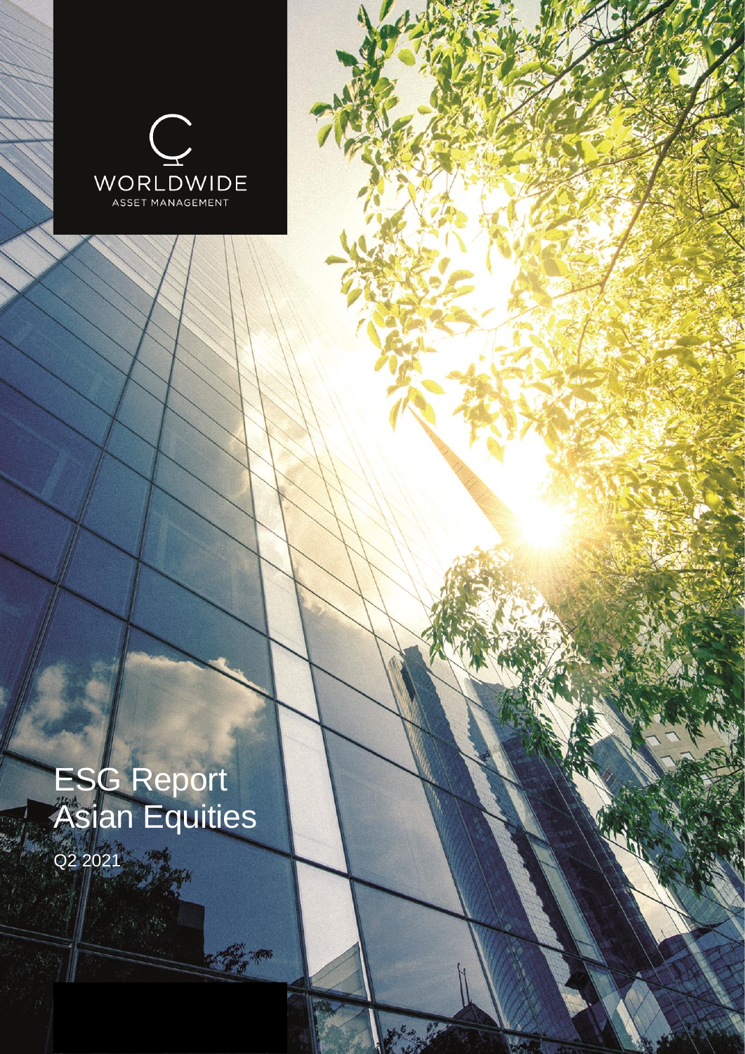WORLDWIDE

ASSET MANAGEMENT

# ESG Report
# Asian Equities

Q2 2021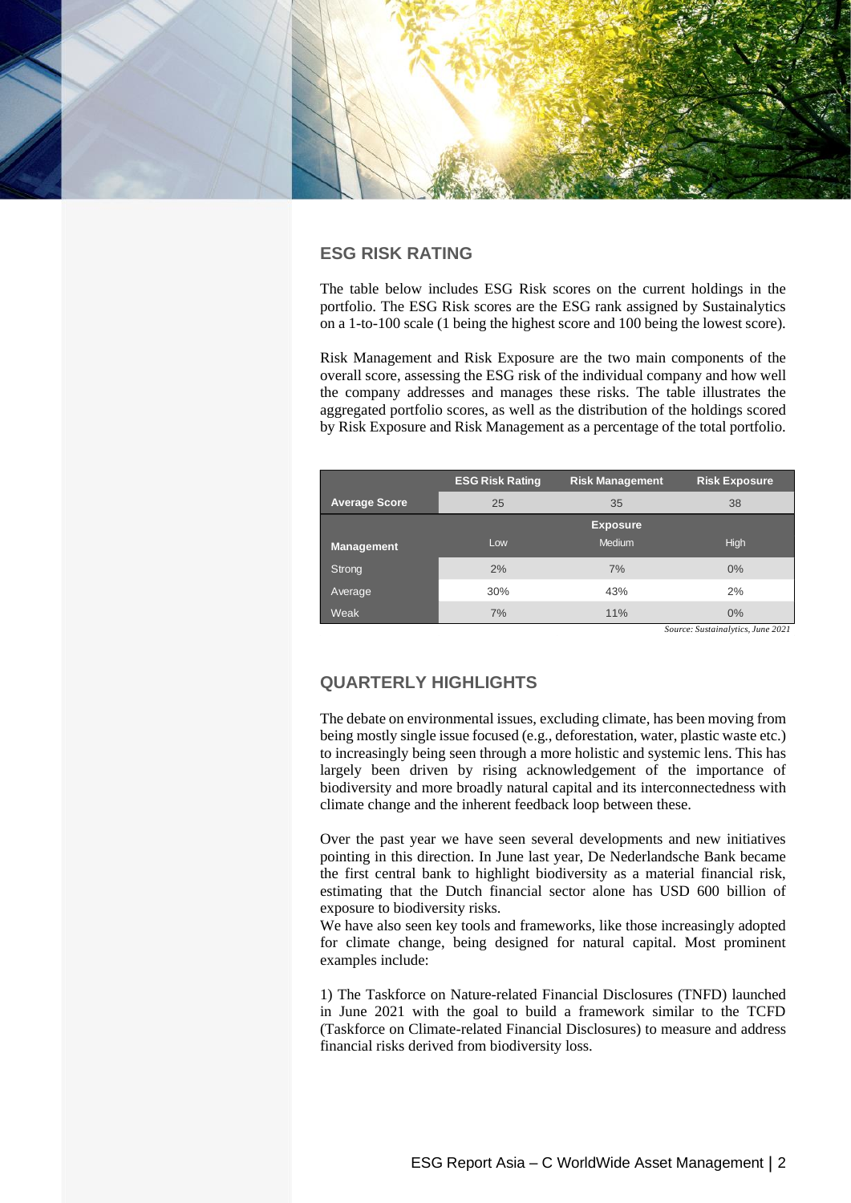## ESG RISK RATING

The table below includes ESG Risk scores on the current holdings in the portfolio. The ESG Risk scores are the ESG rank assigned by Sustainalytics on a 1-to-100 scale (1 being the highest score and 100 being the lowest score).

Risk Management and Risk Exposure are the two main components of the overall score, assessing the ESG risk of the individual company and how well the company addresses and manages these risks. The table illustrates the aggregated portfolio scores, as well as the distribution of the holdings scored by Risk Exposure and Risk Management as a percentage of the total portfolio.

| | ESG Risk Rating | Risk Management | Risk Exposure |
|---|---|---|---|
| **Average Score** | 25 | 35 | 38 |
| | | **Exposure** | |
| **Management** | Low | Medium | High |
| Strong | 2% | 7% | 0% |
| Average | 30% | 43% | 2% |
| Weak | 7% | 11% | 0% |

*Source: Sustainalytics, June 2021*

## QUARTERLY HIGHLIGHTS

The debate on environmental issues, excluding climate, has been moving from being mostly single issue focused (e.g., deforestation, water, plastic waste etc.) to increasingly being seen through a more holistic and systemic lens. This has largely been driven by rising acknowledgement of the importance of biodiversity and more broadly natural capital and its interconnectedness with climate change and the inherent feedback loop between these.

Over the past year we have seen several developments and new initiatives pointing in this direction. In June last year, De Nederlandsche Bank became the first central bank to highlight biodiversity as a material financial risk, estimating that the Dutch financial sector alone has USD 600 billion of exposure to biodiversity risks.

We have also seen key tools and frameworks, like those increasingly adopted for climate change, being designed for natural capital. Most prominent examples include:

1) The Taskforce on Nature-related Financial Disclosures (TNFD) launched in June 2021 with the goal to build a framework similar to the TCFD (Taskforce on Climate-related Financial Disclosures) to measure and address financial risks derived from biodiversity loss.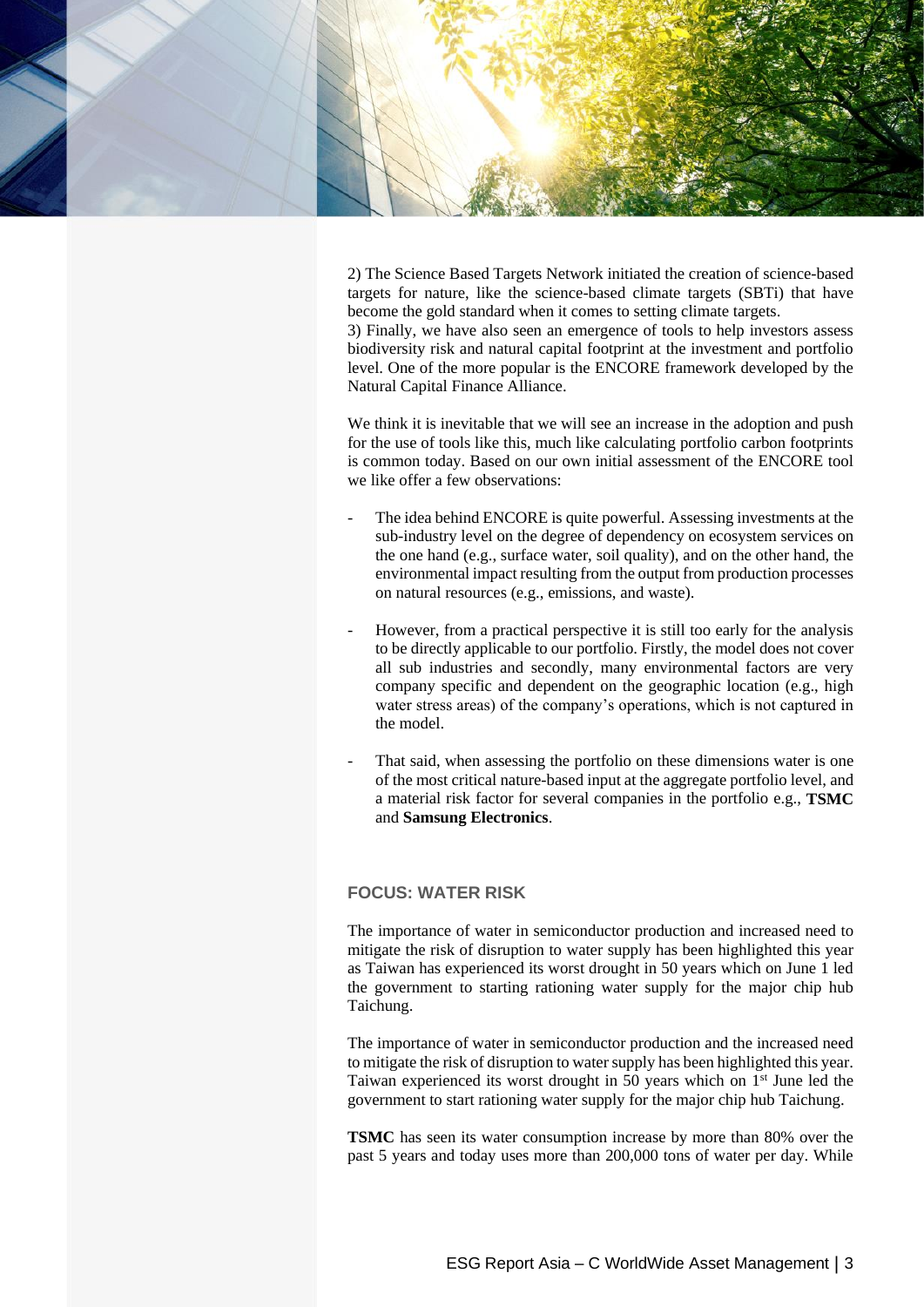2) The Science Based Targets Network initiated the creation of science-based targets for nature, like the science-based climate targets (SBTi) that have become the gold standard when it comes to setting climate targets.
3) Finally, we have also seen an emergence of tools to help investors assess biodiversity risk and natural capital footprint at the investment and portfolio level. One of the more popular is the ENCORE framework developed by the Natural Capital Finance Alliance.

We think it is inevitable that we will see an increase in the adoption and push for the use of tools like this, much like calculating portfolio carbon footprints is common today. Based on our own initial assessment of the ENCORE tool we like offer a few observations:

- The idea behind ENCORE is quite powerful. Assessing investments at the sub-industry level on the degree of dependency on ecosystem services on the one hand (e.g., surface water, soil quality), and on the other hand, the environmental impact resulting from the output from production processes on natural resources (e.g., emissions, and waste).

- However, from a practical perspective it is still too early for the analysis to be directly applicable to our portfolio. Firstly, the model does not cover all sub industries and secondly, many environmental factors are very company specific and dependent on the geographic location (e.g., high water stress areas) of the company's operations, which is not captured in the model.

- That said, when assessing the portfolio on these dimensions water is one of the most critical nature-based input at the aggregate portfolio level, and a material risk factor for several companies in the portfolio e.g., **TSMC** and **Samsung Electronics**.

### FOCUS: WATER RISK

The importance of water in semiconductor production and increased need to mitigate the risk of disruption to water supply has been highlighted this year as Taiwan has experienced its worst drought in 50 years which on June 1 led the government to starting rationing water supply for the major chip hub Taichung.

The importance of water in semiconductor production and the increased need to mitigate the risk of disruption to water supply has been highlighted this year. Taiwan experienced its worst drought in 50 years which on 1st June led the government to start rationing water supply for the major chip hub Taichung.

**TSMC** has seen its water consumption increase by more than 80% over the past 5 years and today uses more than 200,000 tons of water per day. While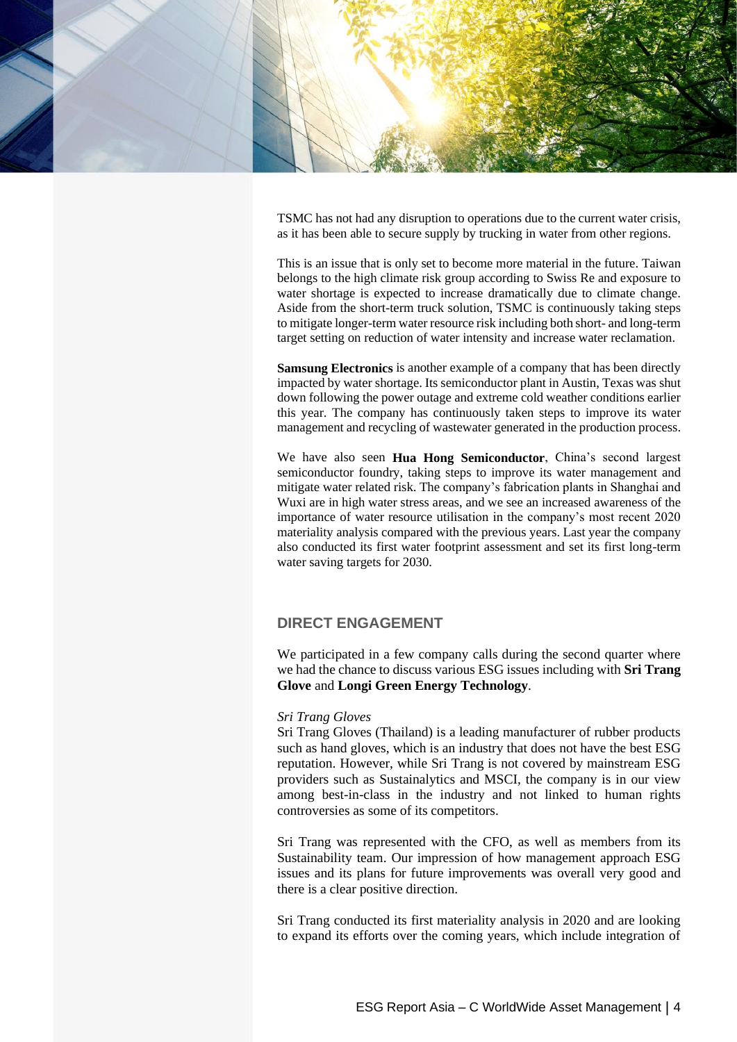TSMC has not had any disruption to operations due to the current water crisis, as it has been able to secure supply by trucking in water from other regions.

This is an issue that is only set to become more material in the future. Taiwan belongs to the high climate risk group according to Swiss Re and exposure to water shortage is expected to increase dramatically due to climate change. Aside from the short-term truck solution, TSMC is continuously taking steps to mitigate longer-term water resource risk including both short- and long-term target setting on reduction of water intensity and increase water reclamation.

**Samsung Electronics** is another example of a company that has been directly impacted by water shortage. Its semiconductor plant in Austin, Texas was shut down following the power outage and extreme cold weather conditions earlier this year. The company has continuously taken steps to improve its water management and recycling of wastewater generated in the production process.

We have also seen **Hua Hong Semiconductor**, China's second largest semiconductor foundry, taking steps to improve its water management and mitigate water related risk. The company's fabrication plants in Shanghai and Wuxi are in high water stress areas, and we see an increased awareness of the importance of water resource utilisation in the company's most recent 2020 materiality analysis compared with the previous years. Last year the company also conducted its first water footprint assessment and set its first long-term water saving targets for 2030.

## DIRECT ENGAGEMENT

We participated in a few company calls during the second quarter where we had the chance to discuss various ESG issues including with **Sri Trang Glove** and **Longi Green Energy Technology**.

*Sri Trang Gloves*

Sri Trang Gloves (Thailand) is a leading manufacturer of rubber products such as hand gloves, which is an industry that does not have the best ESG reputation. However, while Sri Trang is not covered by mainstream ESG providers such as Sustainalytics and MSCI, the company is in our view among best-in-class in the industry and not linked to human rights controversies as some of its competitors.

Sri Trang was represented with the CFO, as well as members from its Sustainability team. Our impression of how management approach ESG issues and its plans for future improvements was overall very good and there is a clear positive direction.

Sri Trang conducted its first materiality analysis in 2020 and are looking to expand its efforts over the coming years, which include integration of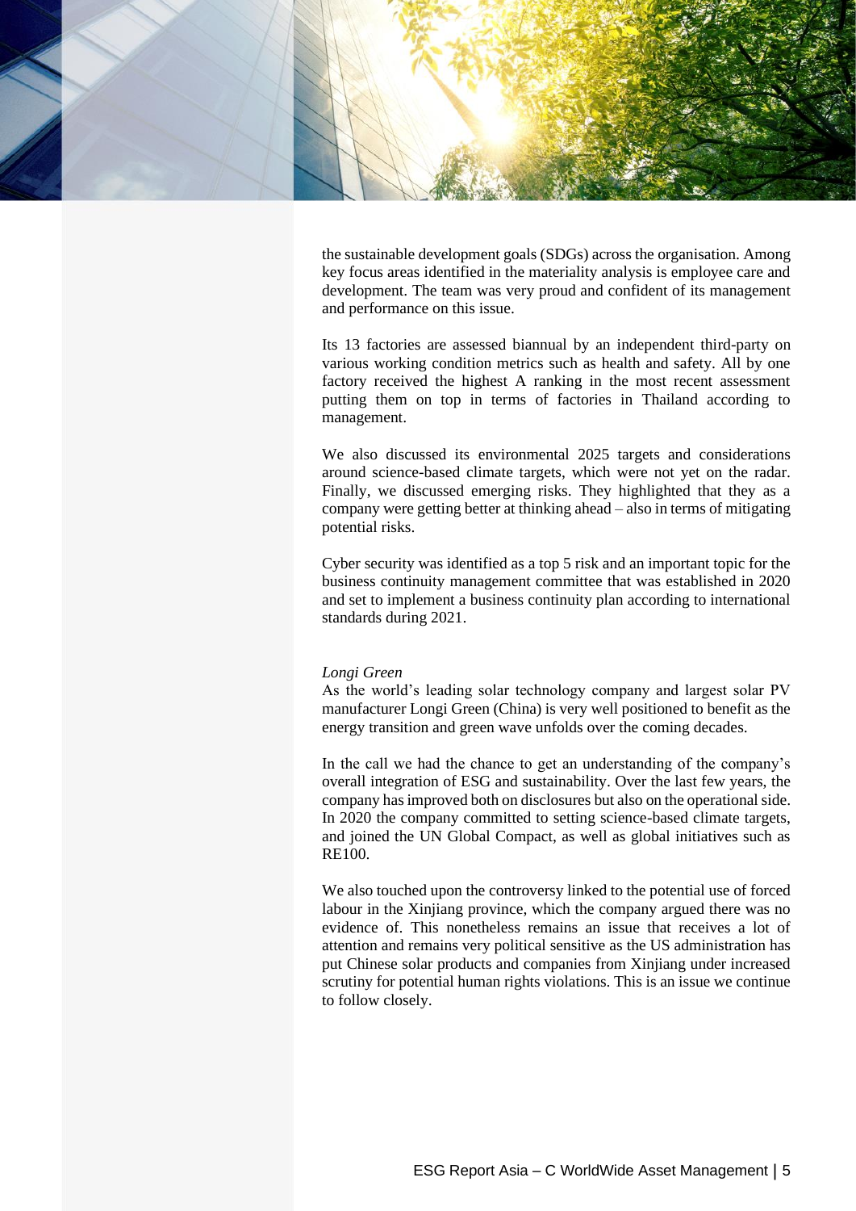the sustainable development goals (SDGs) across the organisation. Among key focus areas identified in the materiality analysis is employee care and development. The team was very proud and confident of its management and performance on this issue.

Its 13 factories are assessed biannual by an independent third-party on various working condition metrics such as health and safety. All by one factory received the highest A ranking in the most recent assessment putting them on top in terms of factories in Thailand according to management.

We also discussed its environmental 2025 targets and considerations around science-based climate targets, which were not yet on the radar. Finally, we discussed emerging risks. They highlighted that they as a company were getting better at thinking ahead – also in terms of mitigating potential risks.

Cyber security was identified as a top 5 risk and an important topic for the business continuity management committee that was established in 2020 and set to implement a business continuity plan according to international standards during 2021.

*Longi Green*

As the world's leading solar technology company and largest solar PV manufacturer Longi Green (China) is very well positioned to benefit as the energy transition and green wave unfolds over the coming decades.

In the call we had the chance to get an understanding of the company's overall integration of ESG and sustainability. Over the last few years, the company has improved both on disclosures but also on the operational side. In 2020 the company committed to setting science-based climate targets, and joined the UN Global Compact, as well as global initiatives such as RE100.

We also touched upon the controversy linked to the potential use of forced labour in the Xinjiang province, which the company argued there was no evidence of. This nonetheless remains an issue that receives a lot of attention and remains very political sensitive as the US administration has put Chinese solar products and companies from Xinjiang under increased scrutiny for potential human rights violations. This is an issue we continue to follow closely.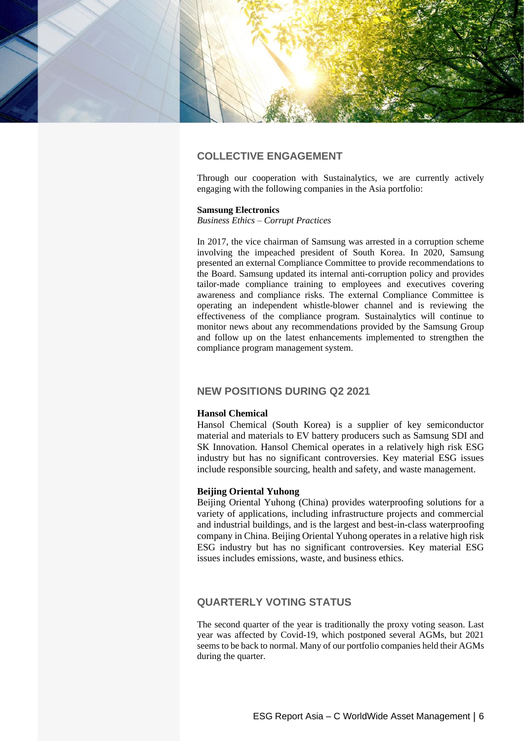## COLLECTIVE ENGAGEMENT

Through our cooperation with Sustainalytics, we are currently actively engaging with the following companies in the Asia portfolio:

**Samsung Electronics**
*Business Ethics – Corrupt Practices*

In 2017, the vice chairman of Samsung was arrested in a corruption scheme involving the impeached president of South Korea. In 2020, Samsung presented an external Compliance Committee to provide recommendations to the Board. Samsung updated its internal anti-corruption policy and provides tailor-made compliance training to employees and executives covering awareness and compliance risks. The external Compliance Committee is operating an independent whistle-blower channel and is reviewing the effectiveness of the compliance program. Sustainalytics will continue to monitor news about any recommendations provided by the Samsung Group and follow up on the latest enhancements implemented to strengthen the compliance program management system.

## NEW POSITIONS DURING Q2 2021

**Hansol Chemical**
Hansol Chemical (South Korea) is a supplier of key semiconductor material and materials to EV battery producers such as Samsung SDI and SK Innovation. Hansol Chemical operates in a relatively high risk ESG industry but has no significant controversies. Key material ESG issues include responsible sourcing, health and safety, and waste management.

**Beijing Oriental Yuhong**
Beijing Oriental Yuhong (China) provides waterproofing solutions for a variety of applications, including infrastructure projects and commercial and industrial buildings, and is the largest and best-in-class waterproofing company in China. Beijing Oriental Yuhong operates in a relative high risk ESG industry but has no significant controversies. Key material ESG issues includes emissions, waste, and business ethics.

## QUARTERLY VOTING STATUS

The second quarter of the year is traditionally the proxy voting season. Last year was affected by Covid-19, which postponed several AGMs, but 2021 seems to be back to normal. Many of our portfolio companies held their AGMs during the quarter.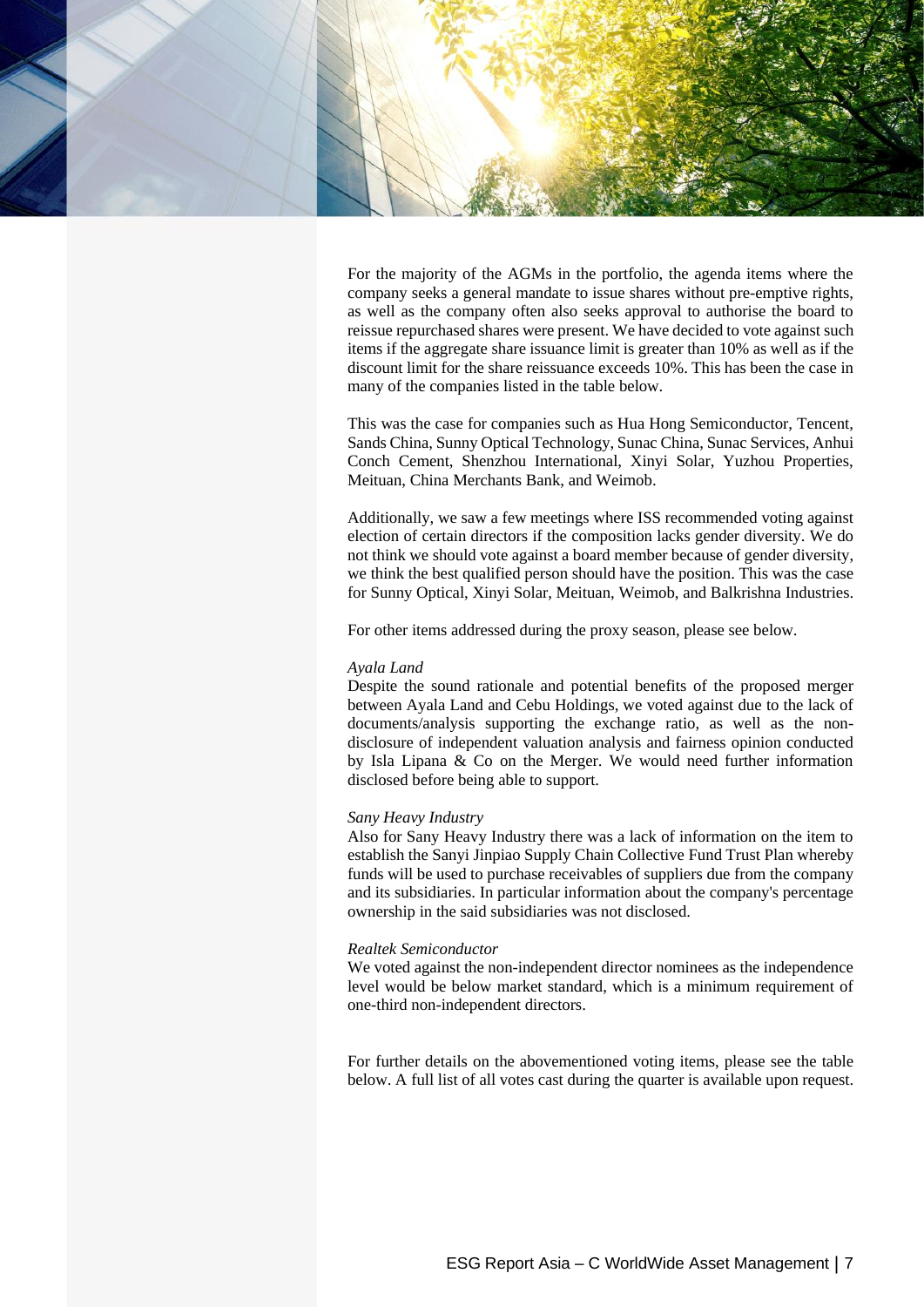For the majority of the AGMs in the portfolio, the agenda items where the company seeks a general mandate to issue shares without pre-emptive rights, as well as the company often also seeks approval to authorise the board to reissue repurchased shares were present. We have decided to vote against such items if the aggregate share issuance limit is greater than 10% as well as if the discount limit for the share reissuance exceeds 10%. This has been the case in many of the companies listed in the table below.

This was the case for companies such as Hua Hong Semiconductor, Tencent, Sands China, Sunny Optical Technology, Sunac China, Sunac Services, Anhui Conch Cement, Shenzhou International, Xinyi Solar, Yuzhou Properties, Meituan, China Merchants Bank, and Weimob.

Additionally, we saw a few meetings where ISS recommended voting against election of certain directors if the composition lacks gender diversity. We do not think we should vote against a board member because of gender diversity, we think the best qualified person should have the position. This was the case for Sunny Optical, Xinyi Solar, Meituan, Weimob, and Balkrishna Industries.

For other items addressed during the proxy season, please see below.

*Ayala Land*
Despite the sound rationale and potential benefits of the proposed merger between Ayala Land and Cebu Holdings, we voted against due to the lack of documents/analysis supporting the exchange ratio, as well as the non-disclosure of independent valuation analysis and fairness opinion conducted by Isla Lipana & Co on the Merger. We would need further information disclosed before being able to support.

*Sany Heavy Industry*
Also for Sany Heavy Industry there was a lack of information on the item to establish the Sanyi Jinpiao Supply Chain Collective Fund Trust Plan whereby funds will be used to purchase receivables of suppliers due from the company and its subsidiaries. In particular information about the company's percentage ownership in the said subsidiaries was not disclosed.

*Realtek Semiconductor*
We voted against the non-independent director nominees as the independence level would be below market standard, which is a minimum requirement of one-third non-independent directors.

For further details on the abovementioned voting items, please see the table below. A full list of all votes cast during the quarter is available upon request.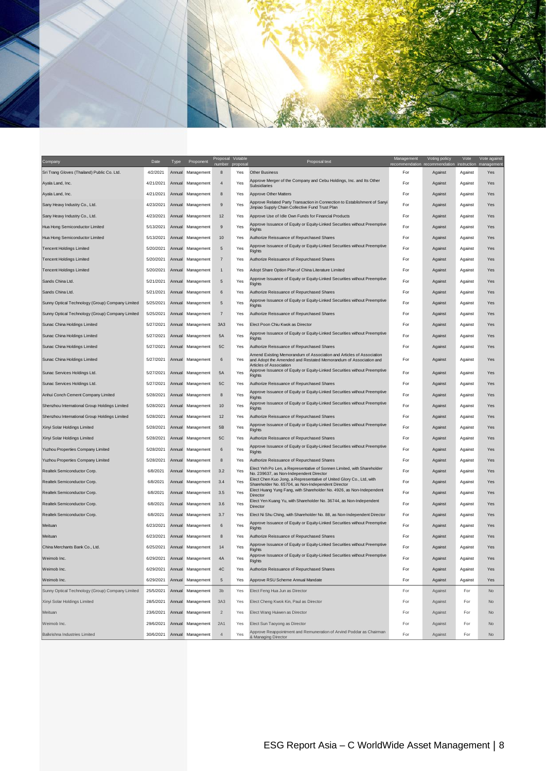| Company | Date | Type | Proponent | Proposal number | Votable proposal | Proposal text | Management recommendation | Voting policy recommendation | Vote instruction | Vote against management |
|---|---|---|---|---|---|---|---|---|---|---|
| Sri Trang Gloves (Thailand) Public Co. Ltd. | 4/2/2021 | Annual | Management | 8 | Yes | Other Business | For | Against | Against | Yes |
| Ayala Land, Inc. | 4/21/2021 | Annual | Management | 4 | Yes | Approve Merger of the Company and Cebu Holdings, Inc. and Its Other Subsidiaries | For | Against | Against | Yes |
| Ayala Land, Inc. | 4/21/2021 | Annual | Management | 8 | Yes | Approve Other Matters | For | Against | Against | Yes |
| Sany Heavy Industry Co., Ltd. | 4/23/2021 | Annual | Management | 9 | Yes | Approve Related Party Transaction in Connection to Establishment of Sanyi Jinpiao Supply Chain Collective Fund Trust Plan | For | Against | Against | Yes |
| Sany Heavy Industry Co., Ltd. | 4/23/2021 | Annual | Management | 12 | Yes | Approve Use of Idle Own Funds for Financial Products | For | Against | Against | Yes |
| Hua Hong Semiconductor Limited | 5/13/2021 | Annual | Management | 9 | Yes | Approve Issuance of Equity or Equity-Linked Securities without Preemptive Rights | For | Against | Against | Yes |
| Hua Hong Semiconductor Limited | 5/13/2021 | Annual | Management | 10 | Yes | Authorize Reissuance of Repurchased Shares | For | Against | Against | Yes |
| Tencent Holdings Limited | 5/20/2021 | Annual | Management | 5 | Yes | Approve Issuance of Equity or Equity-Linked Securities without Preemptive Rights | For | Against | Against | Yes |
| Tencent Holdings Limited | 5/20/2021 | Annual | Management | 7 | Yes | Authorize Reissuance of Repurchased Shares | For | Against | Against | Yes |
| Tencent Holdings Limited | 5/20/2021 | Annual | Management | 1 | Yes | Adopt Share Option Plan of China Literature Limited | For | Against | Against | Yes |
| Sands China Ltd. | 5/21/2021 | Annual | Management | 5 | Yes | Approve Issuance of Equity or Equity-Linked Securities without Preemptive Rights | For | Against | Against | Yes |
| Sands China Ltd. | 5/21/2021 | Annual | Management | 6 | Yes | Authorize Reissuance of Repurchased Shares | For | Against | Against | Yes |
| Sunny Optical Technology (Group) Company Limited | 5/25/2021 | Annual | Management | 5 | Yes | Approve Issuance of Equity or Equity-Linked Securities without Preemptive Rights | For | Against | Against | Yes |
| Sunny Optical Technology (Group) Company Limited | 5/25/2021 | Annual | Management | 7 | Yes | Authorize Reissuance of Repurchased Shares | For | Against | Against | Yes |
| Sunac China Holdings Limited | 5/27/2021 | Annual | Management | 3A3 | Yes | Elect Poon Chiu Kwok as Director | For | Against | Against | Yes |
| Sunac China Holdings Limited | 5/27/2021 | Annual | Management | 5A | Yes | Approve Issuance of Equity or Equity-Linked Securities without Preemptive Rights | For | Against | Against | Yes |
| Sunac China Holdings Limited | 5/27/2021 | Annual | Management | 5C | Yes | Authorize Reissuance of Repurchased Shares | For | Against | Against | Yes |
| Sunac China Holdings Limited | 5/27/2021 | Annual | Management | 6 | Yes | Amend Existing Memorandum of Association and Articles of Association and Adopt the Amended and Restated Memorandum of Association and Articles of Association | For | Against | Against | Yes |
| Sunac Services Holdings Ltd. | 5/27/2021 | Annual | Management | 5A | Yes | Approve Issuance of Equity or Equity-Linked Securities without Preemptive Rights | For | Against | Against | Yes |
| Sunac Services Holdings Ltd. | 5/27/2021 | Annual | Management | 5C | Yes | Authorize Reissuance of Repurchased Shares | For | Against | Against | Yes |
| Anhui Conch Cement Company Limited | 5/28/2021 | Annual | Management | 8 | Yes | Approve Issuance of Equity or Equity-Linked Securities without Preemptive Rights | For | Against | Against | Yes |
| Shenzhou International Group Holdings Limited | 5/28/2021 | Annual | Management | 10 | Yes | Approve Issuance of Equity or Equity-Linked Securities without Preemptive Rights | For | Against | Against | Yes |
| Shenzhou International Group Holdings Limited | 5/28/2021 | Annual | Management | 12 | Yes | Authorize Reissuance of Repurchased Shares | For | Against | Against | Yes |
| Xinyi Solar Holdings Limited | 5/28/2021 | Annual | Management | 5B | Yes | Approve Issuance of Equity or Equity-Linked Securities without Preemptive Rights | For | Against | Against | Yes |
| Xinyi Solar Holdings Limited | 5/28/2021 | Annual | Management | 5C | Yes | Authorize Reissuance of Repurchased Shares | For | Against | Against | Yes |
| Yuzhou Properties Company Limited | 5/28/2021 | Annual | Management | 6 | Yes | Approve Issuance of Equity or Equity-Linked Securities without Preemptive Rights | For | Against | Against | Yes |
| Yuzhou Properties Company Limited | 5/28/2021 | Annual | Management | 8 | Yes | Authorize Reissuance of Repurchased Shares | For | Against | Against | Yes |
| Realtek Semiconductor Corp. | 6/8/2021 | Annual | Management | 3.2 | Yes | Elect Yeh Po Len, a Representative of Sonnen Limited, with Shareholder No. 239637, as Non-Independent Director | For | Against | Against | Yes |
| Realtek Semiconductor Corp. | 6/8/2021 | Annual | Management | 3.4 | Yes | Elect Chen Kuo Jong, a Representative of United Glory Co., Ltd, with Shareholder No. 65704, as Non-Independent Director | For | Against | Against | Yes |
| Realtek Semiconductor Corp. | 6/8/2021 | Annual | Management | 3.5 | Yes | Elect Huang Yung Fang, with Shareholder No. 4926, as Non-Independent Director | For | Against | Against | Yes |
| Realtek Semiconductor Corp. | 6/8/2021 | Annual | Management | 3.6 | Yes | Elect Yen Kuang Yu, with Shareholder No. 36744, as Non-Independent Director | For | Against | Against | Yes |
| Realtek Semiconductor Corp. | 6/8/2021 | Annual | Management | 3.7 | Yes | Elect Ni Shu Ching, with Shareholder No. 88, as Non-Independent Director | For | Against | Against | Yes |
| Meituan | 6/23/2021 | Annual | Management | 6 | Yes | Approve Issuance of Equity or Equity-Linked Securities without Preemptive Rights | For | Against | Against | Yes |
| Meituan | 6/23/2021 | Annual | Management | 8 | Yes | Authorize Reissuance of Repurchased Shares | For | Against | Against | Yes |
| China Merchants Bank Co., Ltd. | 6/25/2021 | Annual | Management | 14 | Yes | Approve Issuance of Equity or Equity-Linked Securities without Preemptive Rights | For | Against | Against | Yes |
| Weimob Inc. | 6/29/2021 | Annual | Management | 4A | Yes | Approve Issuance of Equity or Equity-Linked Securities without Preemptive Rights | For | Against | Against | Yes |
| Weimob Inc. | 6/29/2021 | Annual | Management | 4C | Yes | Authorize Reissuance of Repurchased Shares | For | Against | Against | Yes |
| Weimob Inc. | 6/29/2021 | Annual | Management | 5 | Yes | Approve RSU Scheme Annual Mandate | For | Against | Against | Yes |
| Sunny Optical Technology (Group) Company Limited | 25/5/2021 | Annual | Management | 3b | Yes | Elect Feng Hua Jun as Director | For | Against | For | No |
| Xinyi Solar Holdings Limited | 28/5/2021 | Annual | Management | 3A3 | Yes | Elect Cheng Kwok Kin, Paul as Director | For | Against | For | No |
| Meituan | 23/6/2021 | Annual | Management | 2 | Yes | Elect Wang Huiwen as Director | For | Against | For | No |
| Weimob Inc. | 29/6/2021 | Annual | Management | 2A1 | Yes | Elect Sun Taoyong as Director | For | Against | For | No |
| Balkrishna Industries Limited | 30/6/2021 | Annual | Management | 4 | Yes | Approve Reappointment and Remuneration of Arvind Poddar as Chairman & Managing Director | For | Against | For | No |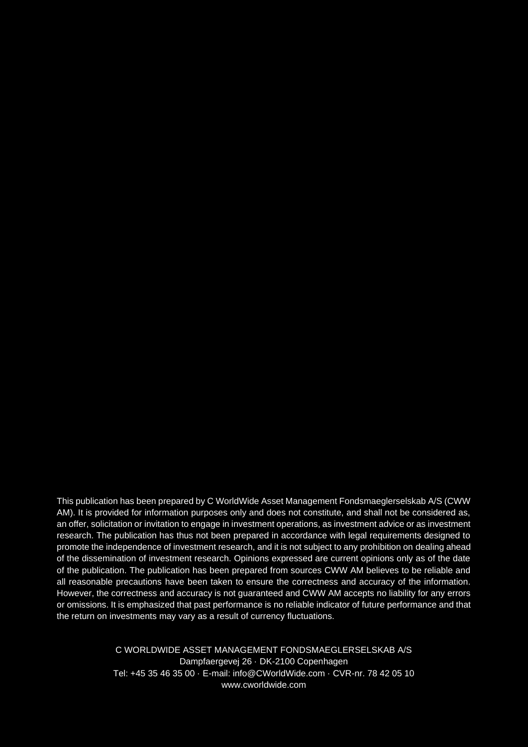This publication has been prepared by C WorldWide Asset Management Fondsmaeglerselskab A/S (CWW AM). It is provided for information purposes only and does not constitute, and shall not be considered as, an offer, solicitation or invitation to engage in investment operations, as investment advice or as investment research. The publication has thus not been prepared in accordance with legal requirements designed to promote the independence of investment research, and it is not subject to any prohibition on dealing ahead of the dissemination of investment research. Opinions expressed are current opinions only as of the date of the publication. The publication has been prepared from sources CWW AM believes to be reliable and all reasonable precautions have been taken to ensure the correctness and accuracy of the information. However, the correctness and accuracy is not guaranteed and CWW AM accepts no liability for any errors or omissions. It is emphasized that past performance is no reliable indicator of future performance and that the return on investments may vary as a result of currency fluctuations.

C WORLDWIDE ASSET MANAGEMENT FONDSMAEGLERSELSKAB A/S
Dampfaergevej 26 · DK-2100 Copenhagen
Tel: +45 35 46 35 00 · E-mail: info@CWorldWide.com · CVR-nr. 78 42 05 10
www.cworldwide.com